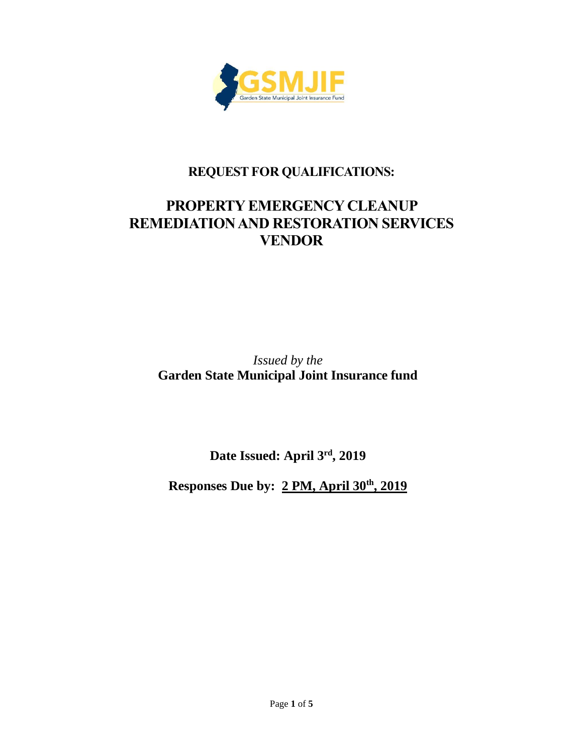# REQUEST FOR QUALIFICATIONS:

# PROPERTY EMERGENCY CLEANUP REMEDIATION AND RESTORATION SERVICES VENDOR

*Issued by the*
**Garden State Municipal Joint Insurance fund**

**Date Issued: April 3rd, 2019**

**Responses Due by: 2 PM, April 30th, 2019**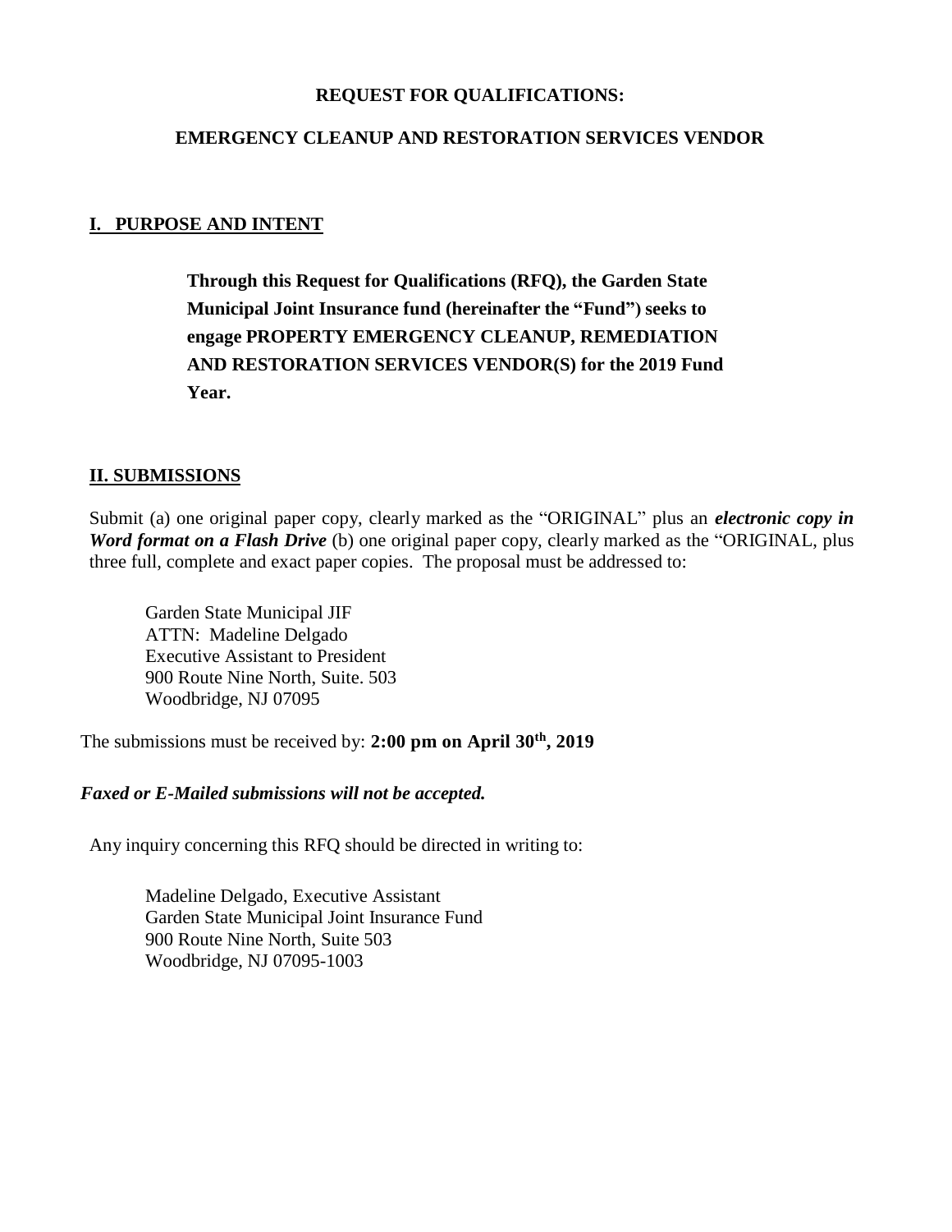**REQUEST FOR QUALIFICATIONS:**

**EMERGENCY CLEANUP AND RESTORATION SERVICES VENDOR**

## I. PURPOSE AND INTENT

**Through this Request for Qualifications (RFQ), the Garden State Municipal Joint Insurance fund (hereinafter the "Fund") seeks to engage PROPERTY EMERGENCY CLEANUP, REMEDIATION AND RESTORATION SERVICES VENDOR(S) for the 2019 Fund Year.**

## II. SUBMISSIONS

Submit (a) one original paper copy, clearly marked as the "ORIGINAL" plus an ***electronic copy in Word format on a Flash Drive*** (b) one original paper copy, clearly marked as the "ORIGINAL, plus three full, complete and exact paper copies. The proposal must be addressed to:

Garden State Municipal JIF
ATTN: Madeline Delgado
Executive Assistant to President
900 Route Nine North, Suite. 503
Woodbridge, NJ 07095

The submissions must be received by: **2:00 pm on April 30th, 2019**

***Faxed or E-Mailed submissions will not be accepted.***

Any inquiry concerning this RFQ should be directed in writing to:

Madeline Delgado, Executive Assistant
Garden State Municipal Joint Insurance Fund
900 Route Nine North, Suite 503
Woodbridge, NJ 07095-1003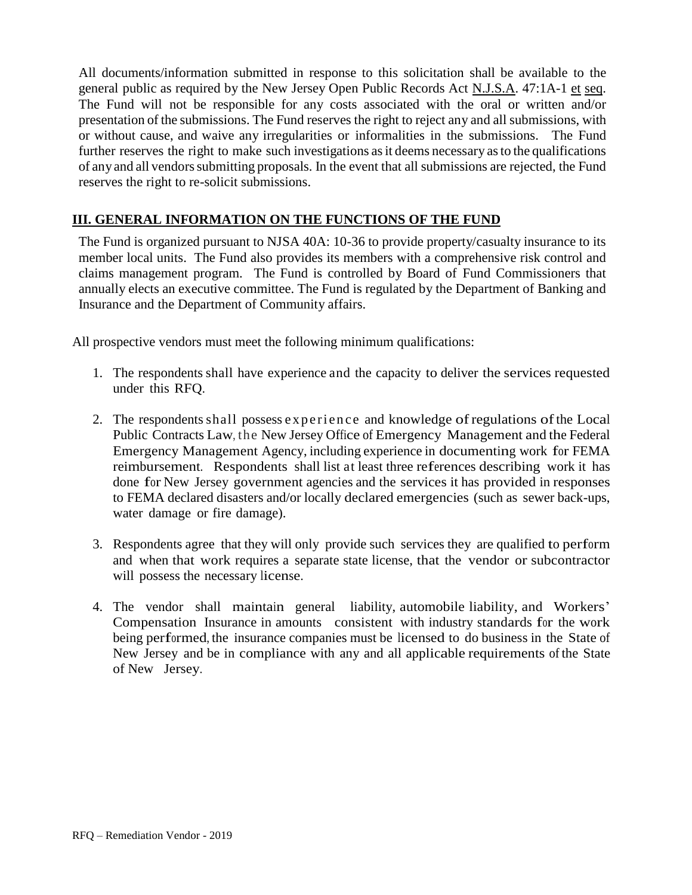All documents/information submitted in response to this solicitation shall be available to the general public as required by the New Jersey Open Public Records Act N.J.S.A. 47:1A-1 et seq. The Fund will not be responsible for any costs associated with the oral or written and/or presentation of the submissions. The Fund reserves the right to reject any and all submissions, with or without cause, and waive any irregularities or informalities in the submissions. The Fund further reserves the right to make such investigations as it deems necessary as to the qualifications of any and all vendors submitting proposals. In the event that all submissions are rejected, the Fund reserves the right to re-solicit submissions.

## III. GENERAL INFORMATION ON THE FUNCTIONS OF THE FUND

The Fund is organized pursuant to NJSA 40A: 10-36 to provide property/casualty insurance to its member local units. The Fund also provides its members with a comprehensive risk control and claims management program. The Fund is controlled by Board of Fund Commissioners that annually elects an executive committee. The Fund is regulated by the Department of Banking and Insurance and the Department of Community affairs.

All prospective vendors must meet the following minimum qualifications:

1. The respondents shall have experience and the capacity to deliver the services requested under this RFQ.

2. The respondents shall possess experience and knowledge of regulations of the Local Public Contracts Law, the New Jersey Office of Emergency Management and the Federal Emergency Management Agency, including experience in documenting work for FEMA reimbursement. Respondents shall list at least three references describing work it has done for New Jersey government agencies and the services it has provided in responses to FEMA declared disasters and/or locally declared emergencies (such as sewer back-ups, water damage or fire damage).

3. Respondents agree that they will only provide such services they are qualified to perform and when that work requires a separate state license, that the vendor or subcontractor will possess the necessary license.

4. The vendor shall maintain general liability, automobile liability, and Workers' Compensation Insurance in amounts consistent with industry standards for the work being performed, the insurance companies must be licensed to do business in the State of New Jersey and be in compliance with any and all applicable requirements of the State of New Jersey.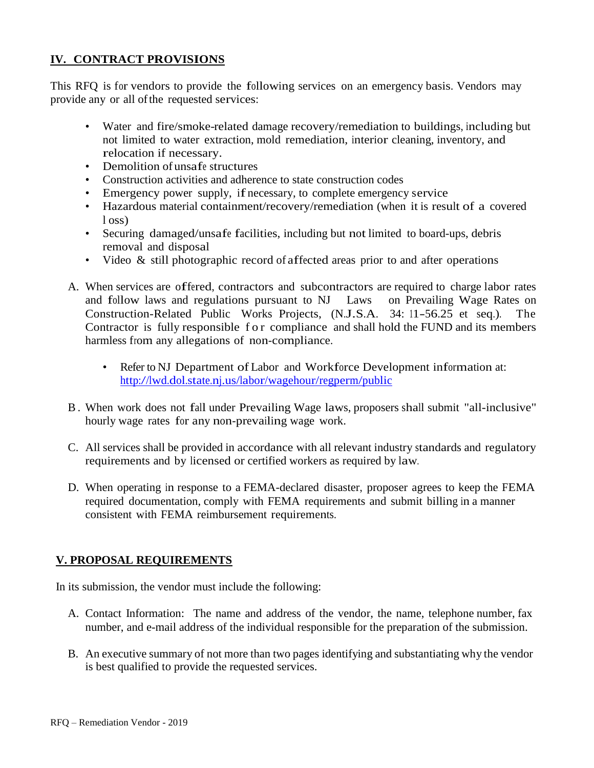## IV. CONTRACT PROVISIONS

This RFQ is for vendors to provide the following services on an emergency basis. Vendors may provide any or all of the requested services:

- Water and fire/smoke-related damage recovery/remediation to buildings, including but not limited to water extraction, mold remediation, interior cleaning, inventory, and relocation if necessary.
- Demolition of unsafe structures
- Construction activities and adherence to state construction codes
- Emergency power supply, if necessary, to complete emergency service
- Hazardous material containment/recovery/remediation (when it is result of a covered loss)
- Securing damaged/unsafe facilities, including but not limited to board-ups, debris removal and disposal
- Video & still photographic record of affected areas prior to and after operations

A. When services are offered, contractors and subcontractors are required to charge labor rates and follow laws and regulations pursuant to NJ Laws on Prevailing Wage Rates on Construction-Related Public Works Projects, (N.J.S.A. 34: 11-56.25 et seq.). The Contractor is fully responsible for compliance and shall hold the FUND and its members harmless from any allegations of non-compliance.

   - Refer to NJ Department of Labor and Workforce Development information at: [http://lwd.dol.state.nj.us/labor/wagehour/regperm/public](http://lwd.dol.state.nj.us/labor/wagehour/regperm/public)

B. When work does not fall under Prevailing Wage laws, proposers shall submit "all-inclusive" hourly wage rates for any non-prevailing wage work.

C. All services shall be provided in accordance with all relevant industry standards and regulatory requirements and by licensed or certified workers as required by law.

D. When operating in response to a FEMA-declared disaster, proposer agrees to keep the FEMA required documentation, comply with FEMA requirements and submit billing in a manner consistent with FEMA reimbursement requirements.

## V. PROPOSAL REQUIREMENTS

In its submission, the vendor must include the following:

A. Contact Information: The name and address of the vendor, the name, telephone number, fax number, and e-mail address of the individual responsible for the preparation of the submission.

B. An executive summary of not more than two pages identifying and substantiating why the vendor is best qualified to provide the requested services.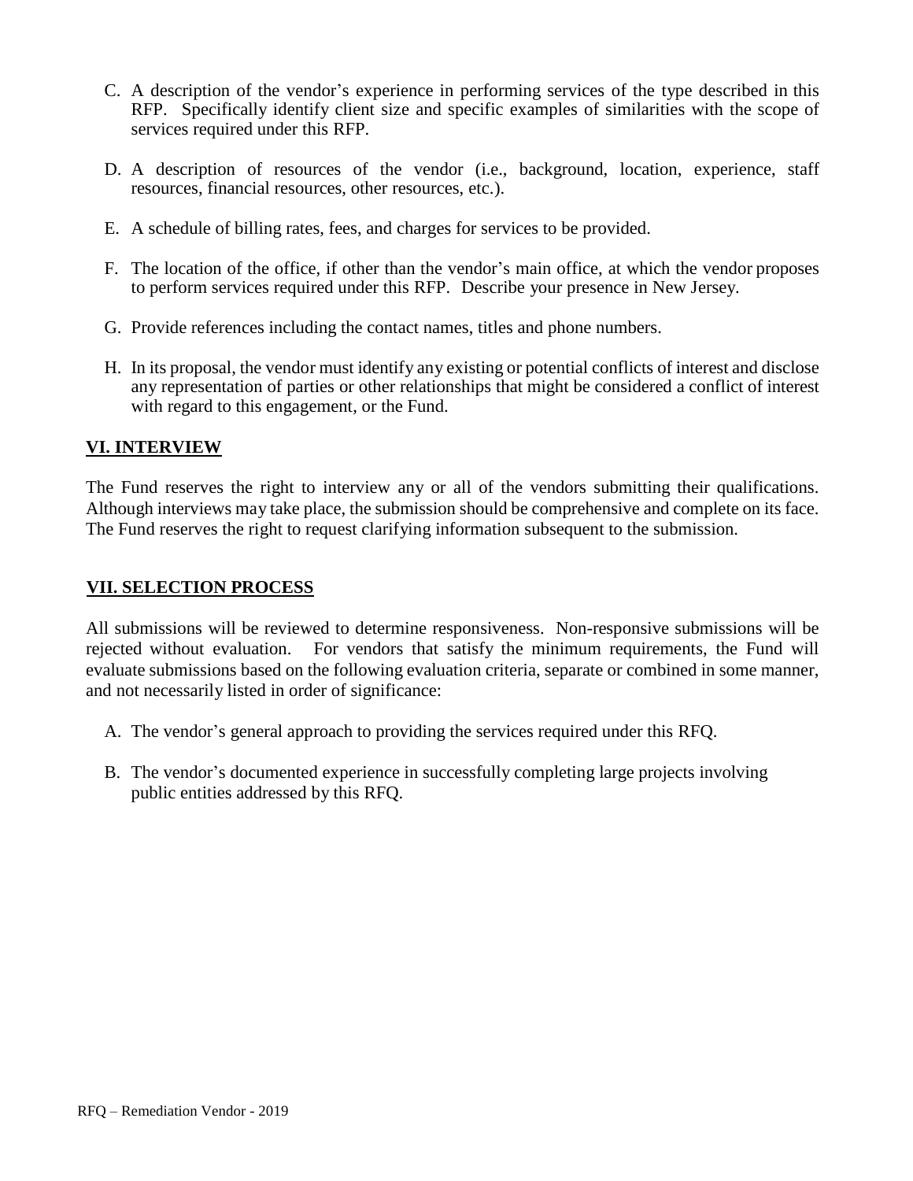C. A description of the vendor's experience in performing services of the type described in this RFP. Specifically identify client size and specific examples of similarities with the scope of services required under this RFP.

D. A description of resources of the vendor (i.e., background, location, experience, staff resources, financial resources, other resources, etc.).

E. A schedule of billing rates, fees, and charges for services to be provided.

F. The location of the office, if other than the vendor's main office, at which the vendor proposes to perform services required under this RFP. Describe your presence in New Jersey.

G. Provide references including the contact names, titles and phone numbers.

H. In its proposal, the vendor must identify any existing or potential conflicts of interest and disclose any representation of parties or other relationships that might be considered a conflict of interest with regard to this engagement, or the Fund.

## VI. INTERVIEW

The Fund reserves the right to interview any or all of the vendors submitting their qualifications. Although interviews may take place, the submission should be comprehensive and complete on its face. The Fund reserves the right to request clarifying information subsequent to the submission.

## VII. SELECTION PROCESS

All submissions will be reviewed to determine responsiveness. Non-responsive submissions will be rejected without evaluation. For vendors that satisfy the minimum requirements, the Fund will evaluate submissions based on the following evaluation criteria, separate or combined in some manner, and not necessarily listed in order of significance:

A. The vendor's general approach to providing the services required under this RFQ.

B. The vendor's documented experience in successfully completing large projects involving public entities addressed by this RFQ.